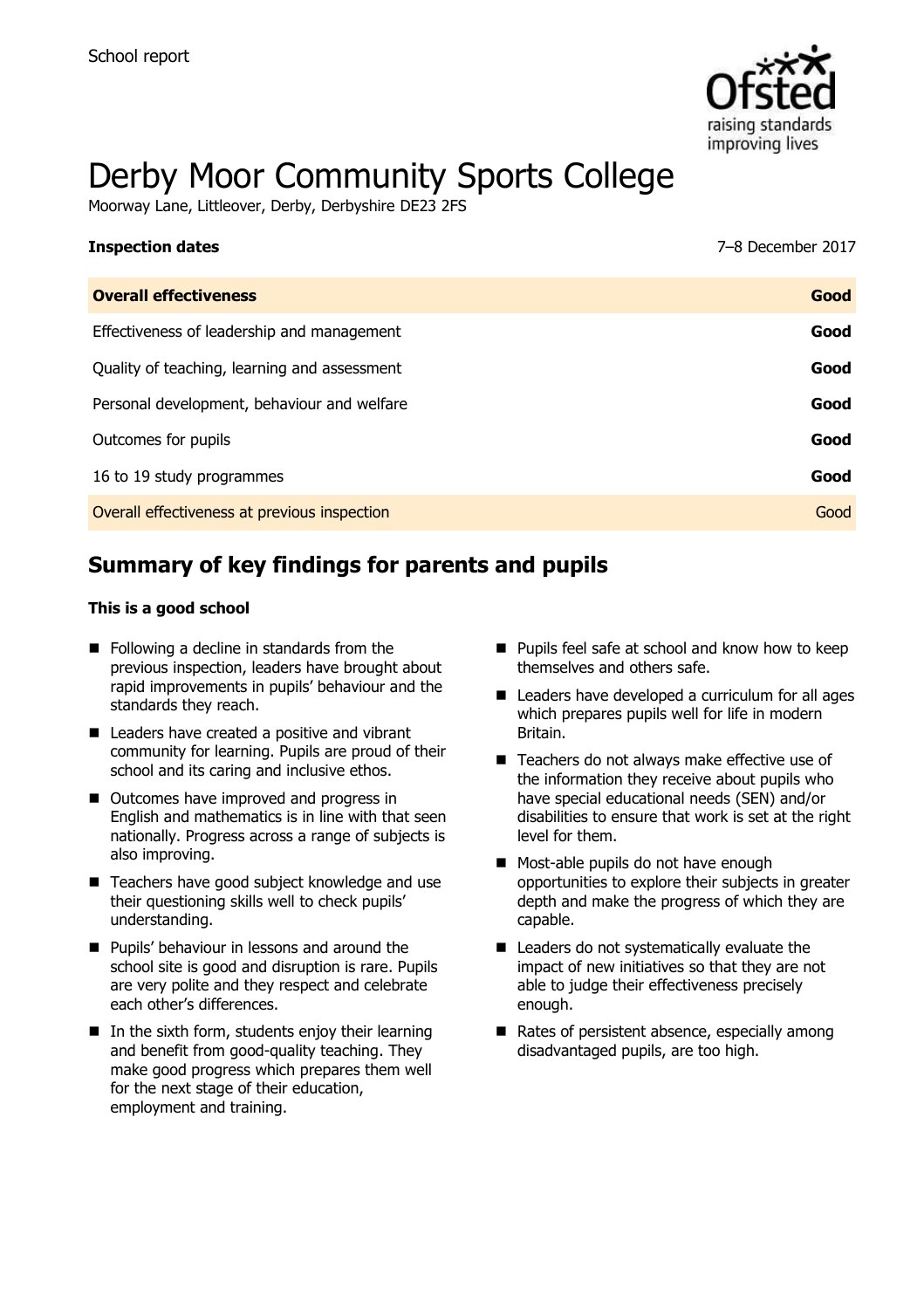School report

# Derby Moor Community Sports College

Moorway Lane, Littleover, Derby, Derbyshire DE23 2FS

| | |
|---|---|
| **Inspection dates** | 7–8 December 2017 |
| **Overall effectiveness** | **Good** |
| Effectiveness of leadership and management | **Good** |
| Quality of teaching, learning and assessment | **Good** |
| Personal development, behaviour and welfare | **Good** |
| Outcomes for pupils | **Good** |
| 16 to 19 study programmes | **Good** |
| Overall effectiveness at previous inspection | Good |

## Summary of key findings for parents and pupils

**This is a good school**

- Following a decline in standards from the previous inspection, leaders have brought about rapid improvements in pupils' behaviour and the standards they reach.
- Leaders have created a positive and vibrant community for learning. Pupils are proud of their school and its caring and inclusive ethos.
- Outcomes have improved and progress in English and mathematics is in line with that seen nationally. Progress across a range of subjects is also improving.
- Teachers have good subject knowledge and use their questioning skills well to check pupils' understanding.
- Pupils' behaviour in lessons and around the school site is good and disruption is rare. Pupils are very polite and they respect and celebrate each other's differences.
- In the sixth form, students enjoy their learning and benefit from good-quality teaching. They make good progress which prepares them well for the next stage of their education, employment and training.
- Pupils feel safe at school and know how to keep themselves and others safe.
- Leaders have developed a curriculum for all ages which prepares pupils well for life in modern Britain.
- Teachers do not always make effective use of the information they receive about pupils who have special educational needs (SEN) and/or disabilities to ensure that work is set at the right level for them.
- Most-able pupils do not have enough opportunities to explore their subjects in greater depth and make the progress of which they are capable.
- Leaders do not systematically evaluate the impact of new initiatives so that they are not able to judge their effectiveness precisely enough.
- Rates of persistent absence, especially among disadvantaged pupils, are too high.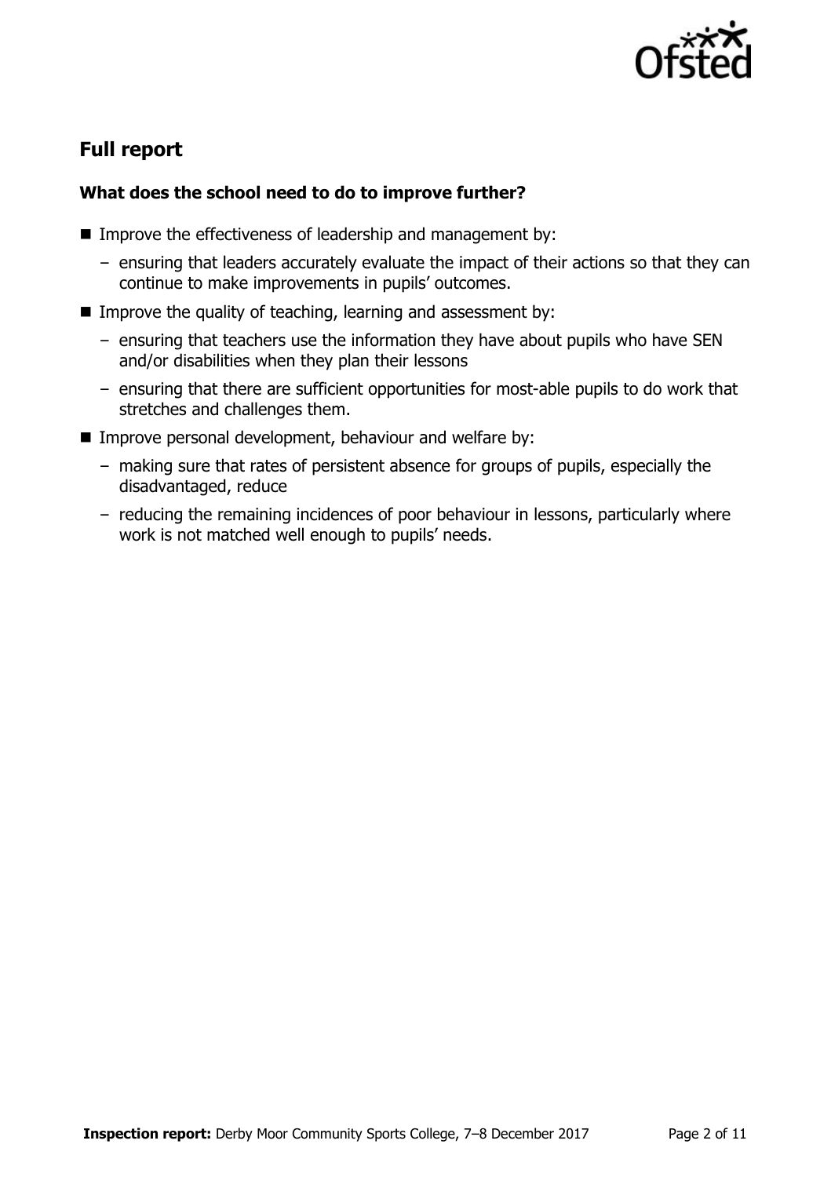## Full report

### What does the school need to do to improve further?

- Improve the effectiveness of leadership and management by:
  - ensuring that leaders accurately evaluate the impact of their actions so that they can continue to make improvements in pupils' outcomes.
- Improve the quality of teaching, learning and assessment by:
  - ensuring that teachers use the information they have about pupils who have SEN and/or disabilities when they plan their lessons
  - ensuring that there are sufficient opportunities for most-able pupils to do work that stretches and challenges them.
- Improve personal development, behaviour and welfare by:
  - making sure that rates of persistent absence for groups of pupils, especially the disadvantaged, reduce
  - reducing the remaining incidences of poor behaviour in lessons, particularly where work is not matched well enough to pupils' needs.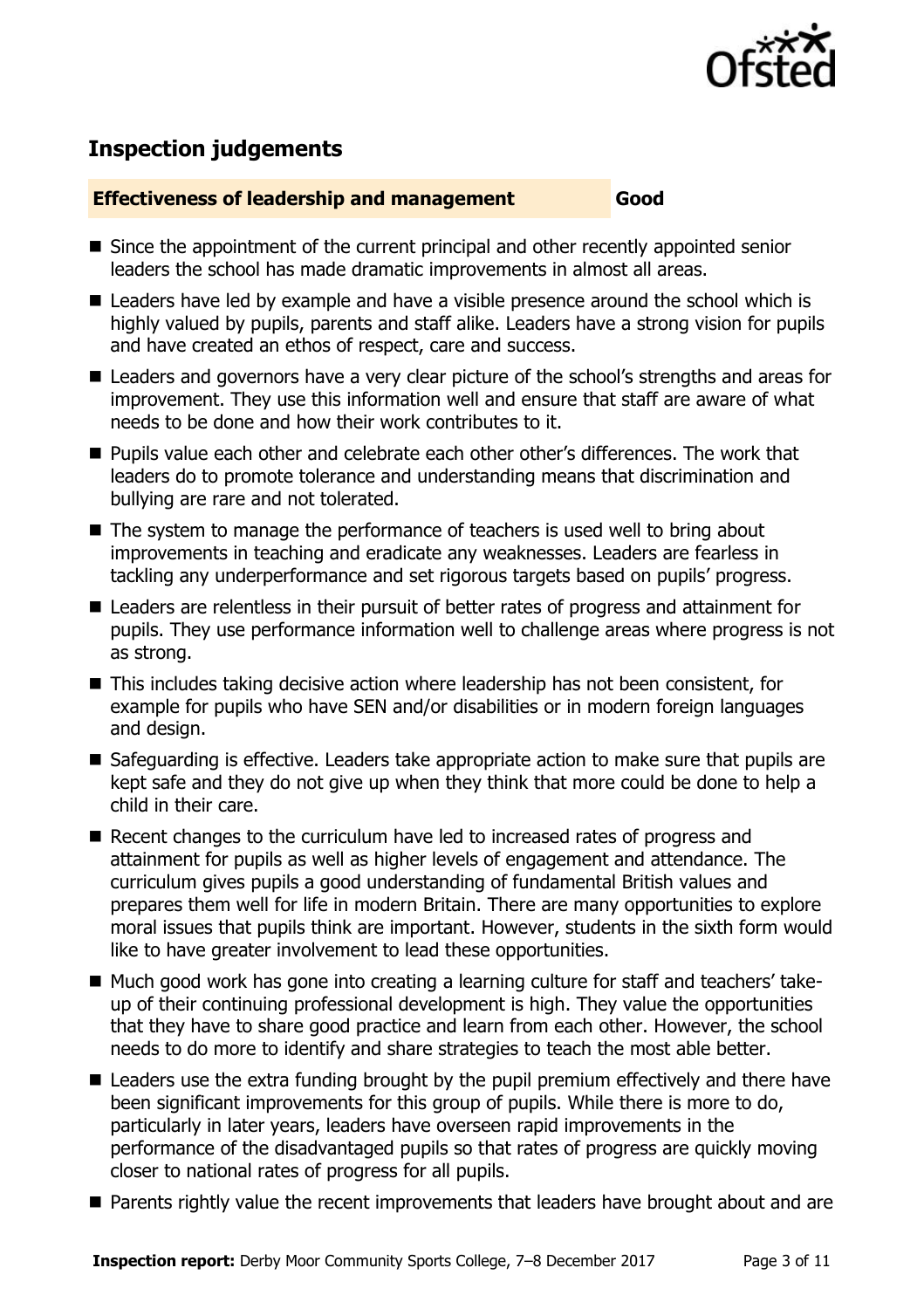## Inspection judgements

**Effectiveness of leadership and management** **Good**

- Since the appointment of the current principal and other recently appointed senior leaders the school has made dramatic improvements in almost all areas.
- Leaders have led by example and have a visible presence around the school which is highly valued by pupils, parents and staff alike. Leaders have a strong vision for pupils and have created an ethos of respect, care and success.
- Leaders and governors have a very clear picture of the school's strengths and areas for improvement. They use this information well and ensure that staff are aware of what needs to be done and how their work contributes to it.
- Pupils value each other and celebrate each other other's differences. The work that leaders do to promote tolerance and understanding means that discrimination and bullying are rare and not tolerated.
- The system to manage the performance of teachers is used well to bring about improvements in teaching and eradicate any weaknesses. Leaders are fearless in tackling any underperformance and set rigorous targets based on pupils' progress.
- Leaders are relentless in their pursuit of better rates of progress and attainment for pupils. They use performance information well to challenge areas where progress is not as strong.
- This includes taking decisive action where leadership has not been consistent, for example for pupils who have SEN and/or disabilities or in modern foreign languages and design.
- Safeguarding is effective. Leaders take appropriate action to make sure that pupils are kept safe and they do not give up when they think that more could be done to help a child in their care.
- Recent changes to the curriculum have led to increased rates of progress and attainment for pupils as well as higher levels of engagement and attendance. The curriculum gives pupils a good understanding of fundamental British values and prepares them well for life in modern Britain. There are many opportunities to explore moral issues that pupils think are important. However, students in the sixth form would like to have greater involvement to lead these opportunities.
- Much good work has gone into creating a learning culture for staff and teachers' take-up of their continuing professional development is high. They value the opportunities that they have to share good practice and learn from each other. However, the school needs to do more to identify and share strategies to teach the most able better.
- Leaders use the extra funding brought by the pupil premium effectively and there have been significant improvements for this group of pupils. While there is more to do, particularly in later years, leaders have overseen rapid improvements in the performance of the disadvantaged pupils so that rates of progress are quickly moving closer to national rates of progress for all pupils.
- Parents rightly value the recent improvements that leaders have brought about and are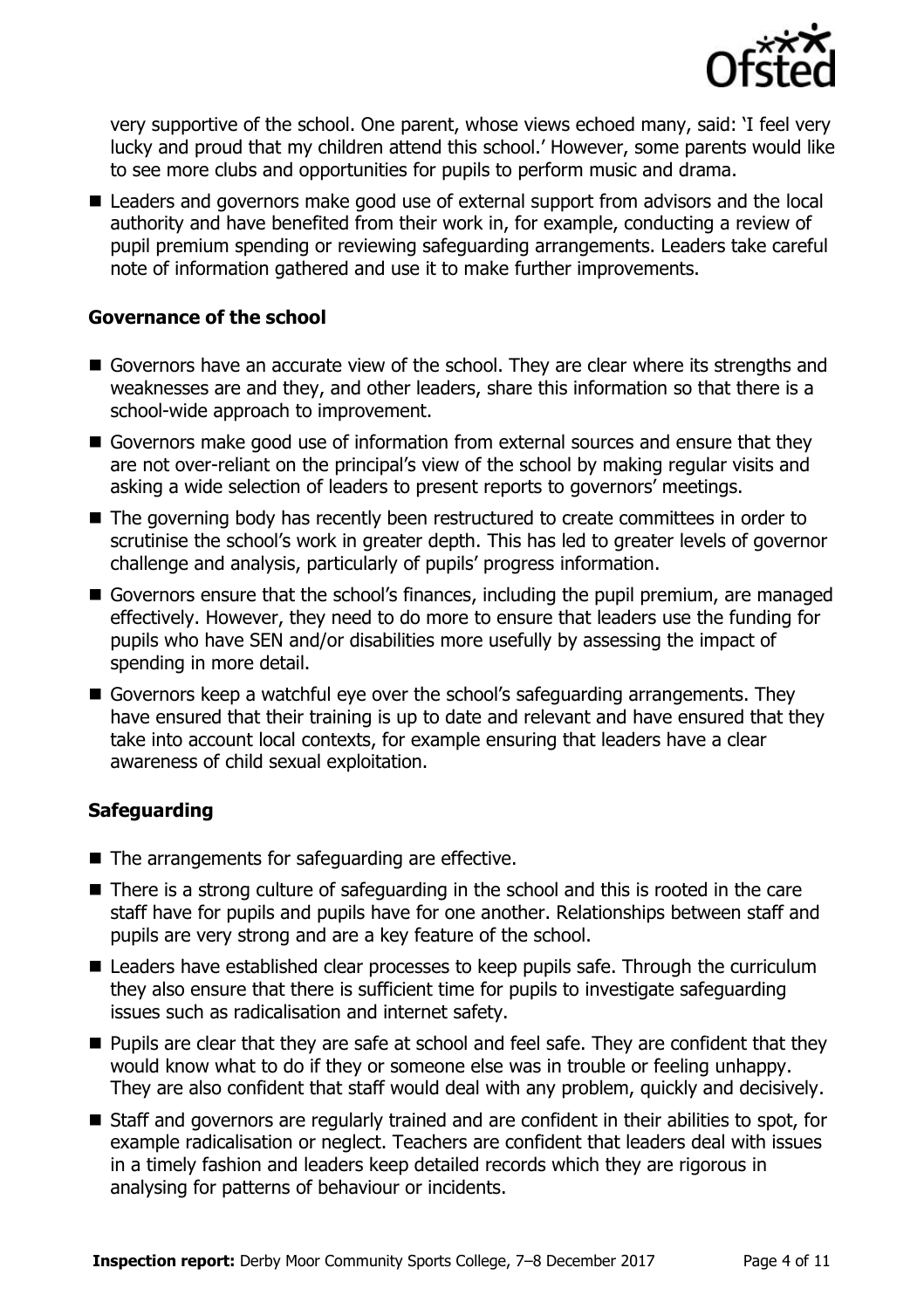very supportive of the school. One parent, whose views echoed many, said: 'I feel very lucky and proud that my children attend this school.' However, some parents would like to see more clubs and opportunities for pupils to perform music and drama.

- Leaders and governors make good use of external support from advisors and the local authority and have benefited from their work in, for example, conducting a review of pupil premium spending or reviewing safeguarding arrangements. Leaders take careful note of information gathered and use it to make further improvements.

### Governance of the school

- Governors have an accurate view of the school. They are clear where its strengths and weaknesses are and they, and other leaders, share this information so that there is a school-wide approach to improvement.
- Governors make good use of information from external sources and ensure that they are not over-reliant on the principal's view of the school by making regular visits and asking a wide selection of leaders to present reports to governors' meetings.
- The governing body has recently been restructured to create committees in order to scrutinise the school's work in greater depth. This has led to greater levels of governor challenge and analysis, particularly of pupils' progress information.
- Governors ensure that the school's finances, including the pupil premium, are managed effectively. However, they need to do more to ensure that leaders use the funding for pupils who have SEN and/or disabilities more usefully by assessing the impact of spending in more detail.
- Governors keep a watchful eye over the school's safeguarding arrangements. They have ensured that their training is up to date and relevant and have ensured that they take into account local contexts, for example ensuring that leaders have a clear awareness of child sexual exploitation.

### Safeguarding

- The arrangements for safeguarding are effective.
- There is a strong culture of safeguarding in the school and this is rooted in the care staff have for pupils and pupils have for one another. Relationships between staff and pupils are very strong and are a key feature of the school.
- Leaders have established clear processes to keep pupils safe. Through the curriculum they also ensure that there is sufficient time for pupils to investigate safeguarding issues such as radicalisation and internet safety.
- Pupils are clear that they are safe at school and feel safe. They are confident that they would know what to do if they or someone else was in trouble or feeling unhappy. They are also confident that staff would deal with any problem, quickly and decisively.
- Staff and governors are regularly trained and are confident in their abilities to spot, for example radicalisation or neglect. Teachers are confident that leaders deal with issues in a timely fashion and leaders keep detailed records which they are rigorous in analysing for patterns of behaviour or incidents.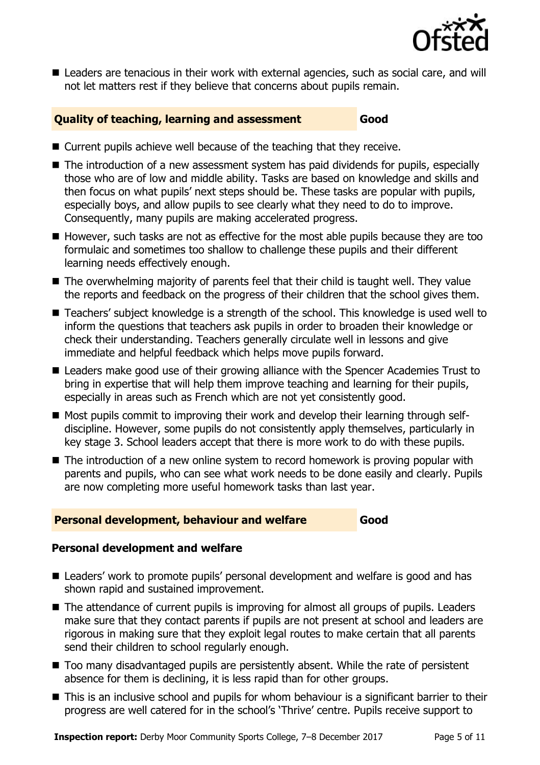- Leaders are tenacious in their work with external agencies, such as social care, and will not let matters rest if they believe that concerns about pupils remain.

## Quality of teaching, learning and assessment — Good

- Current pupils achieve well because of the teaching that they receive.
- The introduction of a new assessment system has paid dividends for pupils, especially those who are of low and middle ability. Tasks are based on knowledge and skills and then focus on what pupils' next steps should be. These tasks are popular with pupils, especially boys, and allow pupils to see clearly what they need to do to improve. Consequently, many pupils are making accelerated progress.
- However, such tasks are not as effective for the most able pupils because they are too formulaic and sometimes too shallow to challenge these pupils and their different learning needs effectively enough.
- The overwhelming majority of parents feel that their child is taught well. They value the reports and feedback on the progress of their children that the school gives them.
- Teachers' subject knowledge is a strength of the school. This knowledge is used well to inform the questions that teachers ask pupils in order to broaden their knowledge or check their understanding. Teachers generally circulate well in lessons and give immediate and helpful feedback which helps move pupils forward.
- Leaders make good use of their growing alliance with the Spencer Academies Trust to bring in expertise that will help them improve teaching and learning for their pupils, especially in areas such as French which are not yet consistently good.
- Most pupils commit to improving their work and develop their learning through self-discipline. However, some pupils do not consistently apply themselves, particularly in key stage 3. School leaders accept that there is more work to do with these pupils.
- The introduction of a new online system to record homework is proving popular with parents and pupils, who can see what work needs to be done easily and clearly. Pupils are now completing more useful homework tasks than last year.

## Personal development, behaviour and welfare — Good

### Personal development and welfare

- Leaders' work to promote pupils' personal development and welfare is good and has shown rapid and sustained improvement.
- The attendance of current pupils is improving for almost all groups of pupils. Leaders make sure that they contact parents if pupils are not present at school and leaders are rigorous in making sure that they exploit legal routes to make certain that all parents send their children to school regularly enough.
- Too many disadvantaged pupils are persistently absent. While the rate of persistent absence for them is declining, it is less rapid than for other groups.
- This is an inclusive school and pupils for whom behaviour is a significant barrier to their progress are well catered for in the school's 'Thrive' centre. Pupils receive support to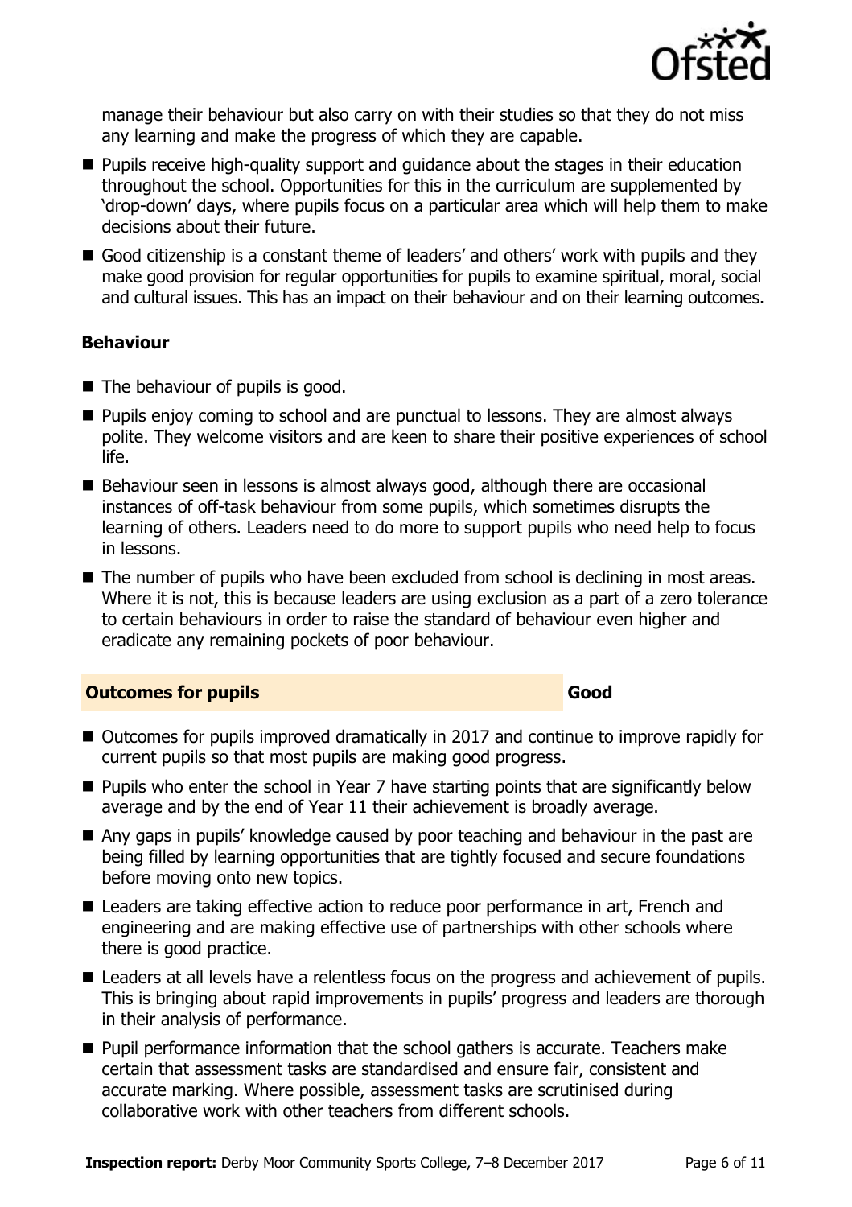manage their behaviour but also carry on with their studies so that they do not miss any learning and make the progress of which they are capable.

- Pupils receive high-quality support and guidance about the stages in their education throughout the school. Opportunities for this in the curriculum are supplemented by 'drop-down' days, where pupils focus on a particular area which will help them to make decisions about their future.
- Good citizenship is a constant theme of leaders' and others' work with pupils and they make good provision for regular opportunities for pupils to examine spiritual, moral, social and cultural issues. This has an impact on their behaviour and on their learning outcomes.

### Behaviour

- The behaviour of pupils is good.
- Pupils enjoy coming to school and are punctual to lessons. They are almost always polite. They welcome visitors and are keen to share their positive experiences of school life.
- Behaviour seen in lessons is almost always good, although there are occasional instances of off-task behaviour from some pupils, which sometimes disrupts the learning of others. Leaders need to do more to support pupils who need help to focus in lessons.
- The number of pupils who have been excluded from school is declining in most areas. Where it is not, this is because leaders are using exclusion as a part of a zero tolerance to certain behaviours in order to raise the standard of behaviour even higher and eradicate any remaining pockets of poor behaviour.

## Outcomes for pupils — Good

- Outcomes for pupils improved dramatically in 2017 and continue to improve rapidly for current pupils so that most pupils are making good progress.
- Pupils who enter the school in Year 7 have starting points that are significantly below average and by the end of Year 11 their achievement is broadly average.
- Any gaps in pupils' knowledge caused by poor teaching and behaviour in the past are being filled by learning opportunities that are tightly focused and secure foundations before moving onto new topics.
- Leaders are taking effective action to reduce poor performance in art, French and engineering and are making effective use of partnerships with other schools where there is good practice.
- Leaders at all levels have a relentless focus on the progress and achievement of pupils. This is bringing about rapid improvements in pupils' progress and leaders are thorough in their analysis of performance.
- Pupil performance information that the school gathers is accurate. Teachers make certain that assessment tasks are standardised and ensure fair, consistent and accurate marking. Where possible, assessment tasks are scrutinised during collaborative work with other teachers from different schools.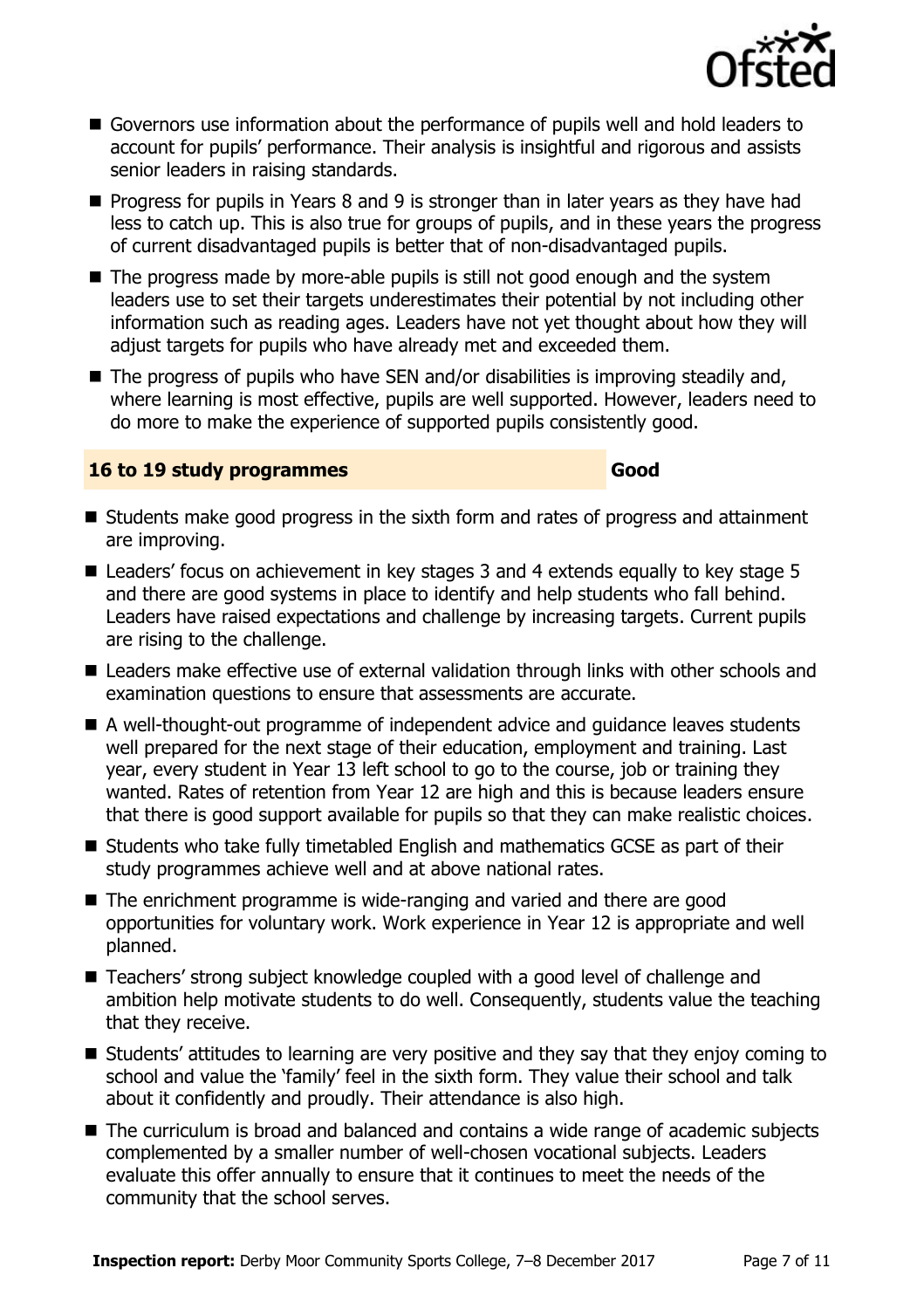- Governors use information about the performance of pupils well and hold leaders to account for pupils' performance. Their analysis is insightful and rigorous and assists senior leaders in raising standards.
- Progress for pupils in Years 8 and 9 is stronger than in later years as they have had less to catch up. This is also true for groups of pupils, and in these years the progress of current disadvantaged pupils is better that of non-disadvantaged pupils.
- The progress made by more-able pupils is still not good enough and the system leaders use to set their targets underestimates their potential by not including other information such as reading ages. Leaders have not yet thought about how they will adjust targets for pupils who have already met and exceeded them.
- The progress of pupils who have SEN and/or disabilities is improving steadily and, where learning is most effective, pupils are well supported. However, leaders need to do more to make the experience of supported pupils consistently good.

## 16 to 19 study programmes — Good

- Students make good progress in the sixth form and rates of progress and attainment are improving.
- Leaders' focus on achievement in key stages 3 and 4 extends equally to key stage 5 and there are good systems in place to identify and help students who fall behind. Leaders have raised expectations and challenge by increasing targets. Current pupils are rising to the challenge.
- Leaders make effective use of external validation through links with other schools and examination questions to ensure that assessments are accurate.
- A well-thought-out programme of independent advice and guidance leaves students well prepared for the next stage of their education, employment and training. Last year, every student in Year 13 left school to go to the course, job or training they wanted. Rates of retention from Year 12 are high and this is because leaders ensure that there is good support available for pupils so that they can make realistic choices.
- Students who take fully timetabled English and mathematics GCSE as part of their study programmes achieve well and at above national rates.
- The enrichment programme is wide-ranging and varied and there are good opportunities for voluntary work. Work experience in Year 12 is appropriate and well planned.
- Teachers' strong subject knowledge coupled with a good level of challenge and ambition help motivate students to do well. Consequently, students value the teaching that they receive.
- Students' attitudes to learning are very positive and they say that they enjoy coming to school and value the 'family' feel in the sixth form. They value their school and talk about it confidently and proudly. Their attendance is also high.
- The curriculum is broad and balanced and contains a wide range of academic subjects complemented by a smaller number of well-chosen vocational subjects. Leaders evaluate this offer annually to ensure that it continues to meet the needs of the community that the school serves.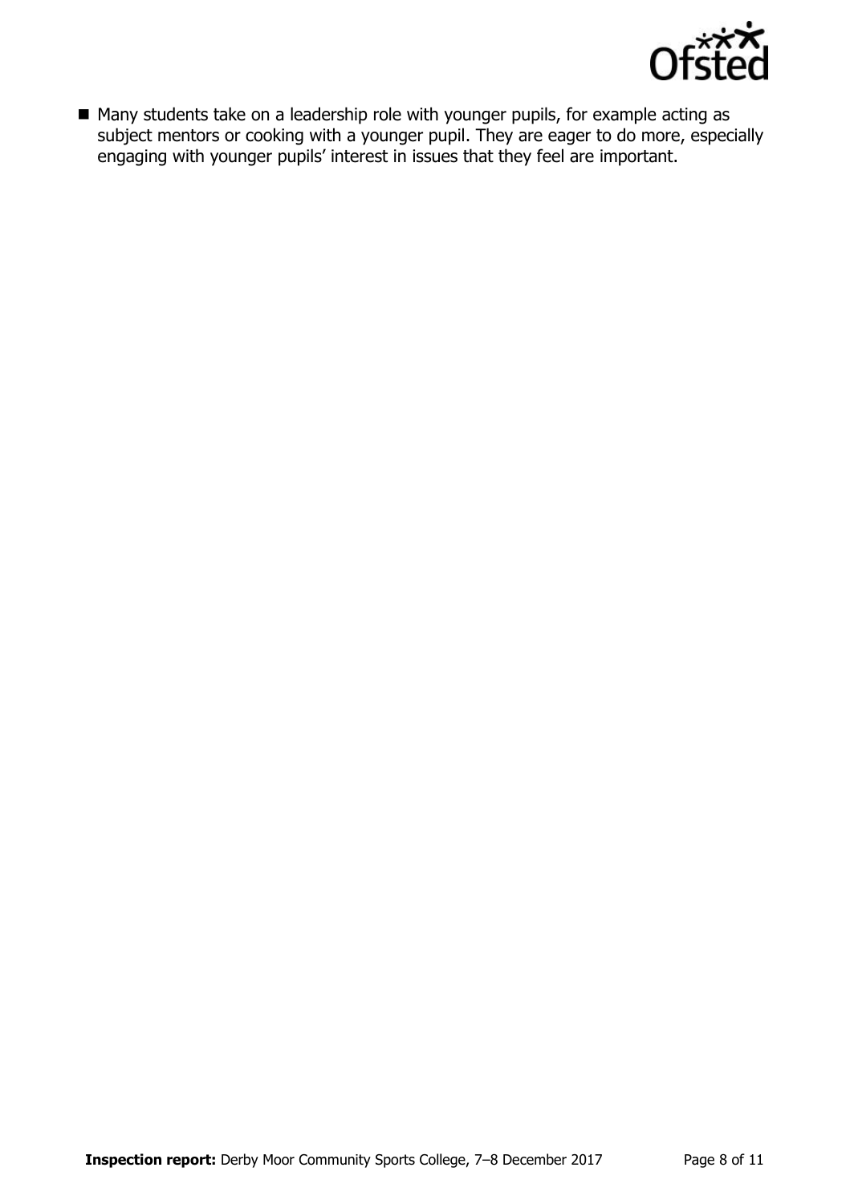- Many students take on a leadership role with younger pupils, for example acting as subject mentors or cooking with a younger pupil. They are eager to do more, especially engaging with younger pupils' interest in issues that they feel are important.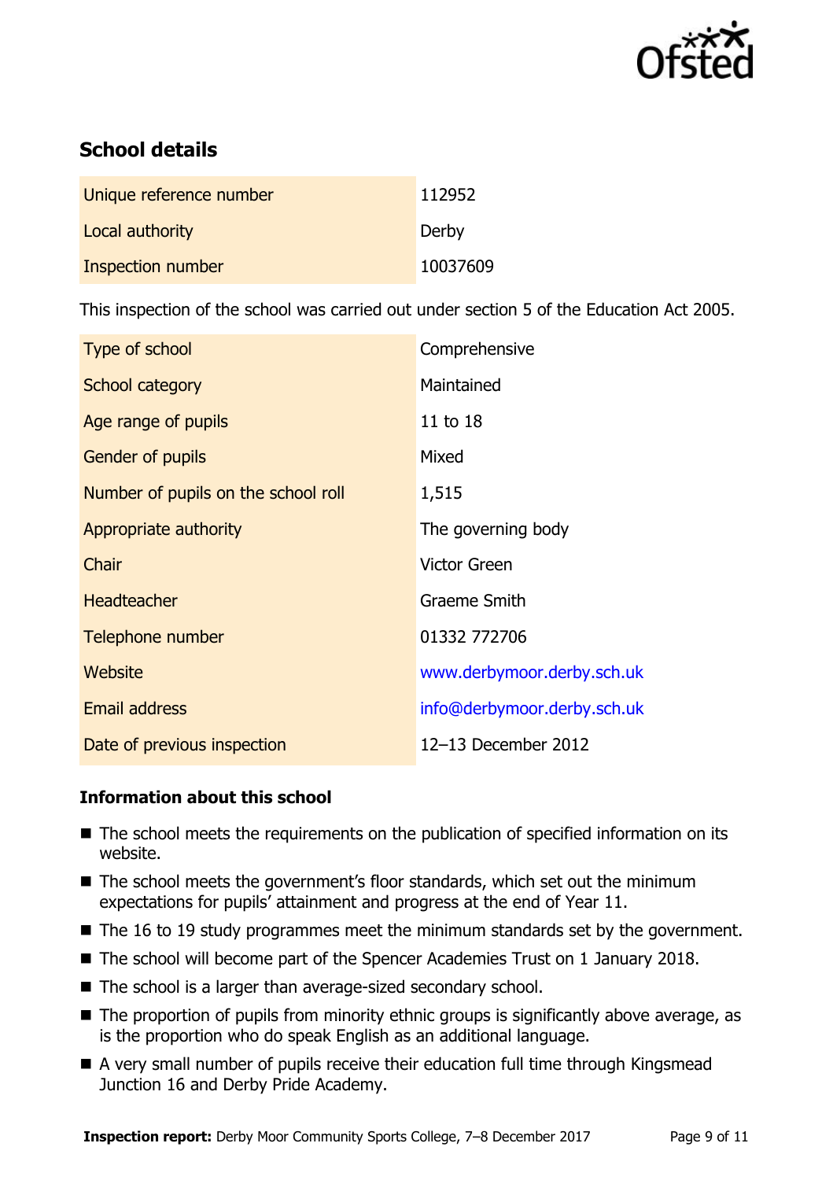## School details

| | |
|---|---|
| Unique reference number | 112952 |
| Local authority | Derby |
| Inspection number | 10037609 |

This inspection of the school was carried out under section 5 of the Education Act 2005.

| | |
|---|---|
| Type of school | Comprehensive |
| School category | Maintained |
| Age range of pupils | 11 to 18 |
| Gender of pupils | Mixed |
| Number of pupils on the school roll | 1,515 |
| Appropriate authority | The governing body |
| Chair | Victor Green |
| Headteacher | Graeme Smith |
| Telephone number | 01332 772706 |
| Website | www.derbymoor.derby.sch.uk |
| Email address | info@derbymoor.derby.sch.uk |
| Date of previous inspection | 12–13 December 2012 |

### Information about this school

- The school meets the requirements on the publication of specified information on its website.
- The school meets the government's floor standards, which set out the minimum expectations for pupils' attainment and progress at the end of Year 11.
- The 16 to 19 study programmes meet the minimum standards set by the government.
- The school will become part of the Spencer Academies Trust on 1 January 2018.
- The school is a larger than average-sized secondary school.
- The proportion of pupils from minority ethnic groups is significantly above average, as is the proportion who do speak English as an additional language.
- A very small number of pupils receive their education full time through Kingsmead Junction 16 and Derby Pride Academy.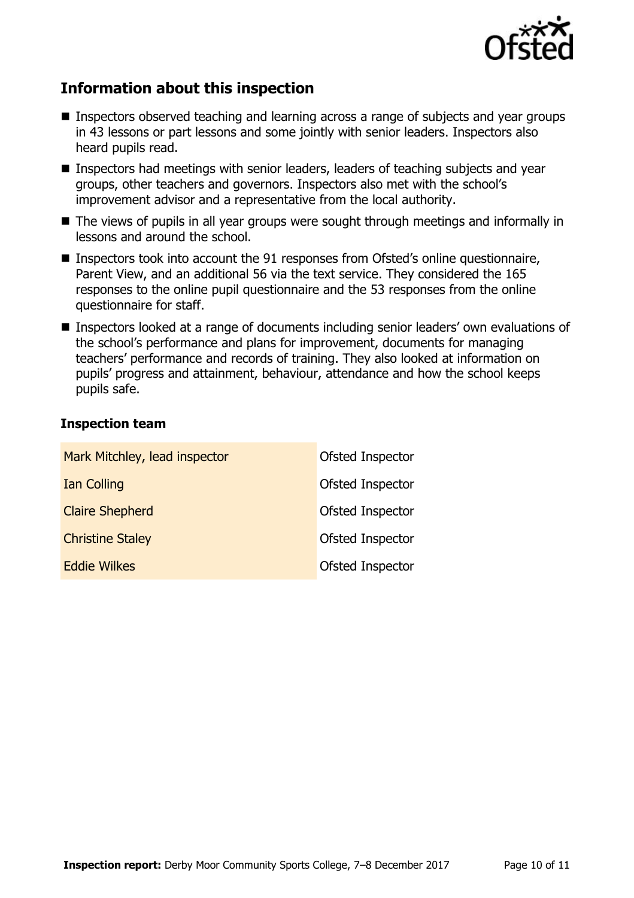## Information about this inspection

- Inspectors observed teaching and learning across a range of subjects and year groups in 43 lessons or part lessons and some jointly with senior leaders. Inspectors also heard pupils read.
- Inspectors had meetings with senior leaders, leaders of teaching subjects and year groups, other teachers and governors. Inspectors also met with the school's improvement advisor and a representative from the local authority.
- The views of pupils in all year groups were sought through meetings and informally in lessons and around the school.
- Inspectors took into account the 91 responses from Ofsted's online questionnaire, Parent View, and an additional 56 via the text service. They considered the 165 responses to the online pupil questionnaire and the 53 responses from the online questionnaire for staff.
- Inspectors looked at a range of documents including senior leaders' own evaluations of the school's performance and plans for improvement, documents for managing teachers' performance and records of training. They also looked at information on pupils' progress and attainment, behaviour, attendance and how the school keeps pupils safe.

### Inspection team

| | |
|---|---|
| Mark Mitchley, lead inspector | Ofsted Inspector |
| Ian Colling | Ofsted Inspector |
| Claire Shepherd | Ofsted Inspector |
| Christine Staley | Ofsted Inspector |
| Eddie Wilkes | Ofsted Inspector |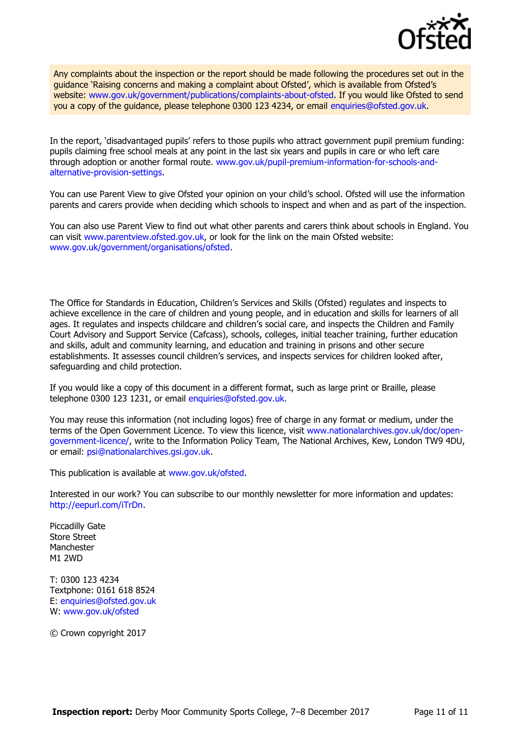Any complaints about the inspection or the report should be made following the procedures set out in the guidance 'Raising concerns and making a complaint about Ofsted', which is available from Ofsted's website: www.gov.uk/government/publications/complaints-about-ofsted. If you would like Ofsted to send you a copy of the guidance, please telephone 0300 123 4234, or email enquiries@ofsted.gov.uk.

In the report, 'disadvantaged pupils' refers to those pupils who attract government pupil premium funding: pupils claiming free school meals at any point in the last six years and pupils in care or who left care through adoption or another formal route. www.gov.uk/pupil-premium-information-for-schools-and-alternative-provision-settings.

You can use Parent View to give Ofsted your opinion on your child's school. Ofsted will use the information parents and carers provide when deciding which schools to inspect and when and as part of the inspection.

You can also use Parent View to find out what other parents and carers think about schools in England. You can visit www.parentview.ofsted.gov.uk, or look for the link on the main Ofsted website: www.gov.uk/government/organisations/ofsted.

The Office for Standards in Education, Children's Services and Skills (Ofsted) regulates and inspects to achieve excellence in the care of children and young people, and in education and skills for learners of all ages. It regulates and inspects childcare and children's social care, and inspects the Children and Family Court Advisory and Support Service (Cafcass), schools, colleges, initial teacher training, further education and skills, adult and community learning, and education and training in prisons and other secure establishments. It assesses council children's services, and inspects services for children looked after, safeguarding and child protection.

If you would like a copy of this document in a different format, such as large print or Braille, please telephone 0300 123 1231, or email enquiries@ofsted.gov.uk.

You may reuse this information (not including logos) free of charge in any format or medium, under the terms of the Open Government Licence. To view this licence, visit www.nationalarchives.gov.uk/doc/open-government-licence/, write to the Information Policy Team, The National Archives, Kew, London TW9 4DU, or email: psi@nationalarchives.gsi.gov.uk.

This publication is available at www.gov.uk/ofsted.

Interested in our work? You can subscribe to our monthly newsletter for more information and updates: http://eepurl.com/iTrDn.

Piccadilly Gate  
Store Street  
Manchester  
M1 2WD

T: 0300 123 4234  
Textphone: 0161 618 8524  
E: enquiries@ofsted.gov.uk  
W: www.gov.uk/ofsted

© Crown copyright 2017